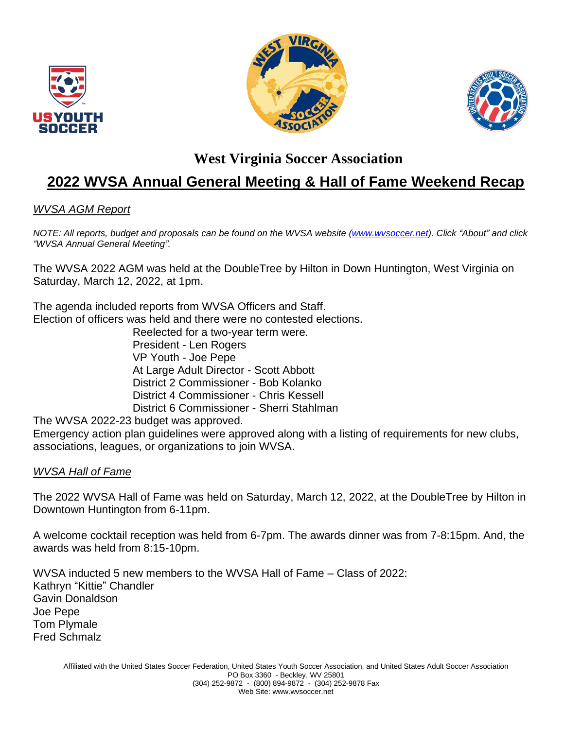# West Virginia Soccer Association

## 2022 WVSA Annual General Meeting & Hall of Fame Weekend Recap

*WVSA AGM Report*

*NOTE: All reports, budget and proposals can be found on the WVSA website (www.wvsoccer.net). Click "About" and click "WVSA Annual General Meeting".*

The WVSA 2022 AGM was held at the DoubleTree by Hilton in Down Huntington, West Virginia on Saturday, March 12, 2022, at 1pm.

The agenda included reports from WVSA Officers and Staff.
Election of officers was held and there were no contested elections.

Reelected for a two-year term were.
President - Len Rogers
VP Youth - Joe Pepe
At Large Adult Director - Scott Abbott
District 2 Commissioner - Bob Kolanko
District 4 Commissioner - Chris Kessell
District 6 Commissioner - Sherri Stahlman

The WVSA 2022-23 budget was approved.
Emergency action plan guidelines were approved along with a listing of requirements for new clubs, associations, leagues, or organizations to join WVSA.

*WVSA Hall of Fame*

The 2022 WVSA Hall of Fame was held on Saturday, March 12, 2022, at the DoubleTree by Hilton in Downtown Huntington from 6-11pm.

A welcome cocktail reception was held from 6-7pm. The awards dinner was from 7-8:15pm. And, the awards was held from 8:15-10pm.

WVSA inducted 5 new members to the WVSA Hall of Fame – Class of 2022:
Kathryn "Kittie" Chandler
Gavin Donaldson
Joe Pepe
Tom Plymale
Fred Schmalz

Affiliated with the United States Soccer Federation, United States Youth Soccer Association, and United States Adult Soccer Association
PO Box 3360 - Beckley, WV 25801
(304) 252-9872 - (800) 894-9872 - (304) 252-9878 Fax
Web Site: www.wvsoccer.net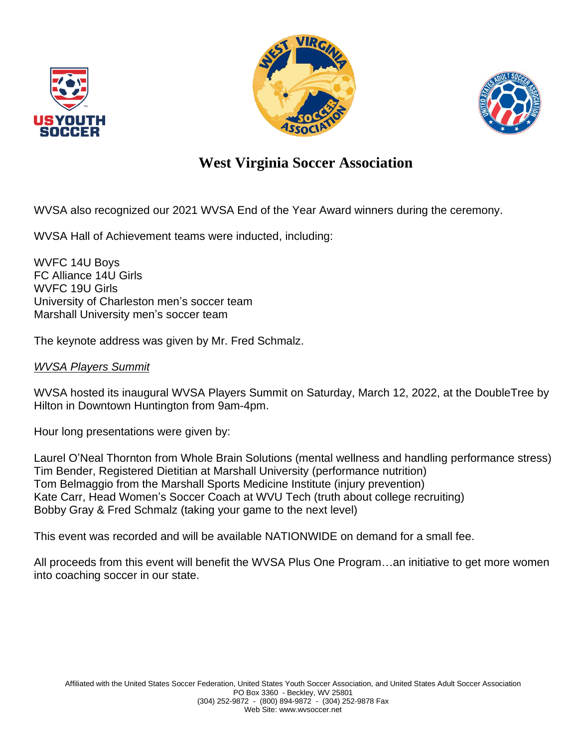# West Virginia Soccer Association

WVSA also recognized our 2021 WVSA End of the Year Award winners during the ceremony.

WVSA Hall of Achievement teams were inducted, including:

WVFC 14U Boys
FC Alliance 14U Girls
WVFC 19U Girls
University of Charleston men's soccer team
Marshall University men's soccer team

The keynote address was given by Mr. Fred Schmalz.

*WVSA Players Summit*

WVSA hosted its inaugural WVSA Players Summit on Saturday, March 12, 2022, at the DoubleTree by Hilton in Downtown Huntington from 9am-4pm.

Hour long presentations were given by:

Laurel O'Neal Thornton from Whole Brain Solutions (mental wellness and handling performance stress)
Tim Bender, Registered Dietitian at Marshall University (performance nutrition)
Tom Belmaggio from the Marshall Sports Medicine Institute (injury prevention)
Kate Carr, Head Women's Soccer Coach at WVU Tech (truth about college recruiting)
Bobby Gray & Fred Schmalz (taking your game to the next level)

This event was recorded and will be available NATIONWIDE on demand for a small fee.

All proceeds from this event will benefit the WVSA Plus One Program…an initiative to get more women into coaching soccer in our state.